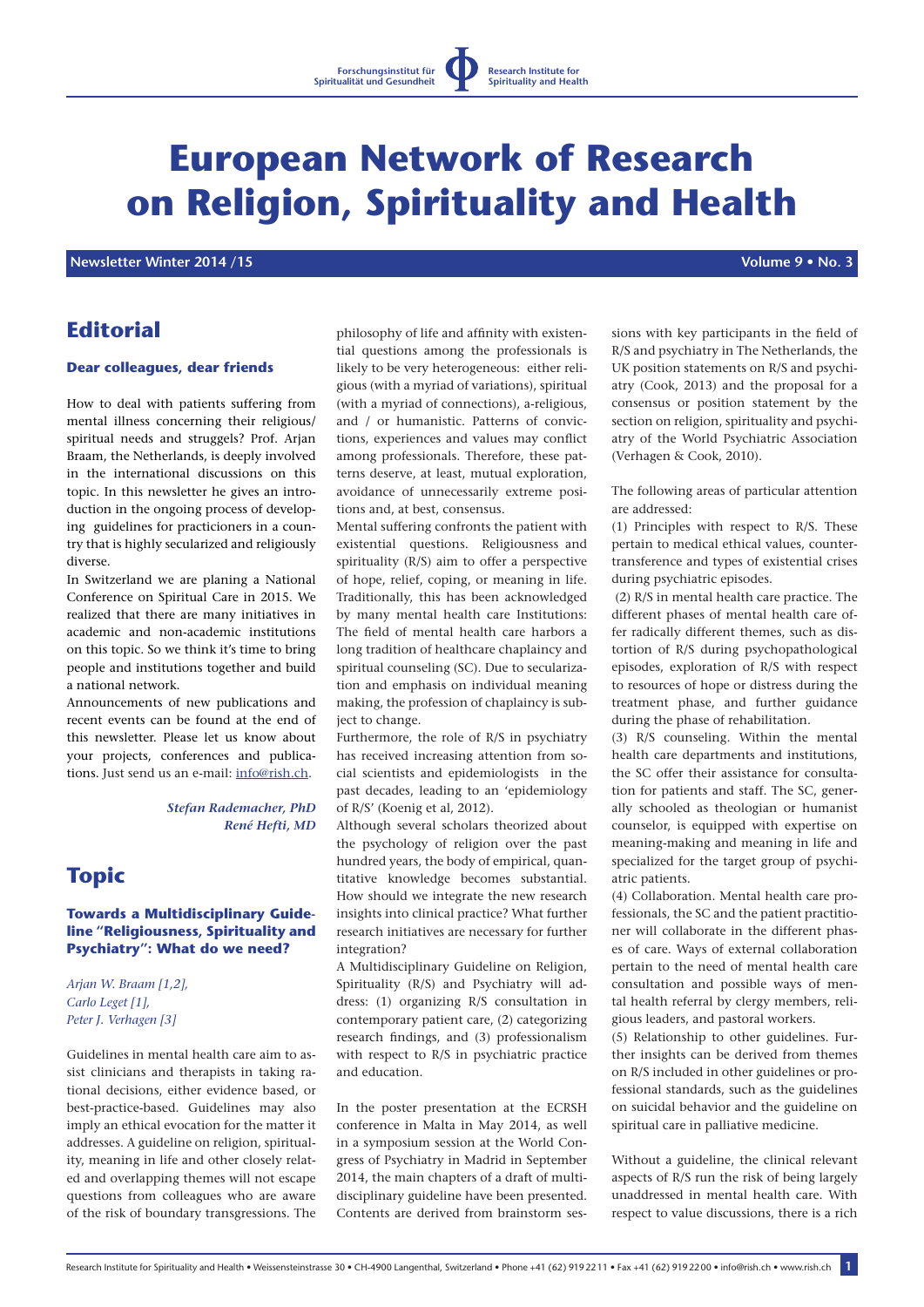Forschungsinstitut für Spiritualität und Gesundheit | Research Institute for Spirituality and Health

# European Network of Research on Religion, Spirituality and Health

**Newsletter Winter 2014 /15** **Volume 9 • No. 3**

## Editorial

### Dear colleagues, dear friends

How to deal with patients suffering from mental illness concerning their religious/ spiritual needs and struggels? Prof. Arjan Braam, the Netherlands, is deeply involved in the international discussions on this topic. In this newsletter he gives an introduction in the ongoing process of developing guidelines for practicioners in a country that is highly secularized and religiously diverse.

In Switzerland we are planing a National Conference on Spiritual Care in 2015. We realized that there are many initiatives in academic and non-academic institutions on this topic. So we think it's time to bring people and institutions together and build a national network.

Announcements of new publications and recent events can be found at the end of this newsletter. Please let us know about your projects, conferences and publications. Just send us an e-mail: info@rish.ch.

*Stefan Rademacher, PhD*
*René Hefti, MD*

## Topic

### Towards a Multidisciplinary Guideline "Religiousness, Spirituality and Psychiatry": What do we need?

*Arjan W. Braam [1,2], Carlo Leget [1], Peter J. Verhagen [3]*

Guidelines in mental health care aim to assist clinicians and therapists in taking rational decisions, either evidence based, or best-practice-based. Guidelines may also imply an ethical evocation for the matter it addresses. A guideline on religion, spirituality, meaning in life and other closely related and overlapping themes will not escape questions from colleagues who are aware of the risk of boundary transgressions. The philosophy of life and affinity with existential questions among the professionals is likely to be very heterogeneous: either religious (with a myriad of variations), spiritual (with a myriad of connections), a-religious, and / or humanistic. Patterns of convictions, experiences and values may conflict among professionals. Therefore, these patterns deserve, at least, mutual exploration, avoidance of unnecessarily extreme positions and, at best, consensus.

Mental suffering confronts the patient with existential questions. Religiousness and spirituality (R/S) aim to offer a perspective of hope, relief, coping, or meaning in life. Traditionally, this has been acknowledged by many mental health care Institutions: The field of mental health care harbors a long tradition of healthcare chaplaincy and spiritual counseling (SC). Due to secularization and emphasis on individual meaning making, the profession of chaplaincy is subject to change.

Furthermore, the role of R/S in psychiatry has received increasing attention from social scientists and epidemiologists in the past decades, leading to an 'epidemiology of R/S' (Koenig et al, 2012).

Although several scholars theorized about the psychology of religion over the past hundred years, the body of empirical, quantitative knowledge becomes substantial. How should we integrate the new research insights into clinical practice? What further research initiatives are necessary for further integration?

A Multidisciplinary Guideline on Religion, Spirituality (R/S) and Psychiatry will address: (1) organizing R/S consultation in contemporary patient care, (2) categorizing research findings, and (3) professionalism with respect to R/S in psychiatric practice and education.

In the poster presentation at the ECRSH conference in Malta in May 2014, as well in a symposium session at the World Congress of Psychiatry in Madrid in September 2014, the main chapters of a draft of multidisciplinary guideline have been presented. Contents are derived from brainstorm sessions with key participants in the field of R/S and psychiatry in The Netherlands, the UK position statements on R/S and psychiatry (Cook, 2013) and the proposal for a consensus or position statement by the section on religion, spirituality and psychiatry of the World Psychiatric Association (Verhagen & Cook, 2010).

The following areas of particular attention are addressed:

(1) Principles with respect to R/S. These pertain to medical ethical values, countertransference and types of existential crises during psychiatric episodes.

(2) R/S in mental health care practice. The different phases of mental health care offer radically different themes, such as distortion of R/S during psychopathological episodes, exploration of R/S with respect to resources of hope or distress during the treatment phase, and further guidance during the phase of rehabilitation.

(3) R/S counseling. Within the mental health care departments and institutions, the SC offer their assistance for consultation for patients and staff. The SC, generally schooled as theologian or humanist counselor, is equipped with expertise on meaning-making and meaning in life and specialized for the target group of psychiatric patients.

(4) Collaboration. Mental health care professionals, the SC and the patient practitioner will collaborate in the different phases of care. Ways of external collaboration pertain to the need of mental health care consultation and possible ways of mental health referral by clergy members, religious leaders, and pastoral workers.

(5) Relationship to other guidelines. Further insights can be derived from themes on R/S included in other guidelines or professional standards, such as the guidelines on suicidal behavior and the guideline on spiritual care in palliative medicine.

Without a guideline, the clinical relevant aspects of R/S run the risk of being largely unaddressed in mental health care. With respect to value discussions, there is a rich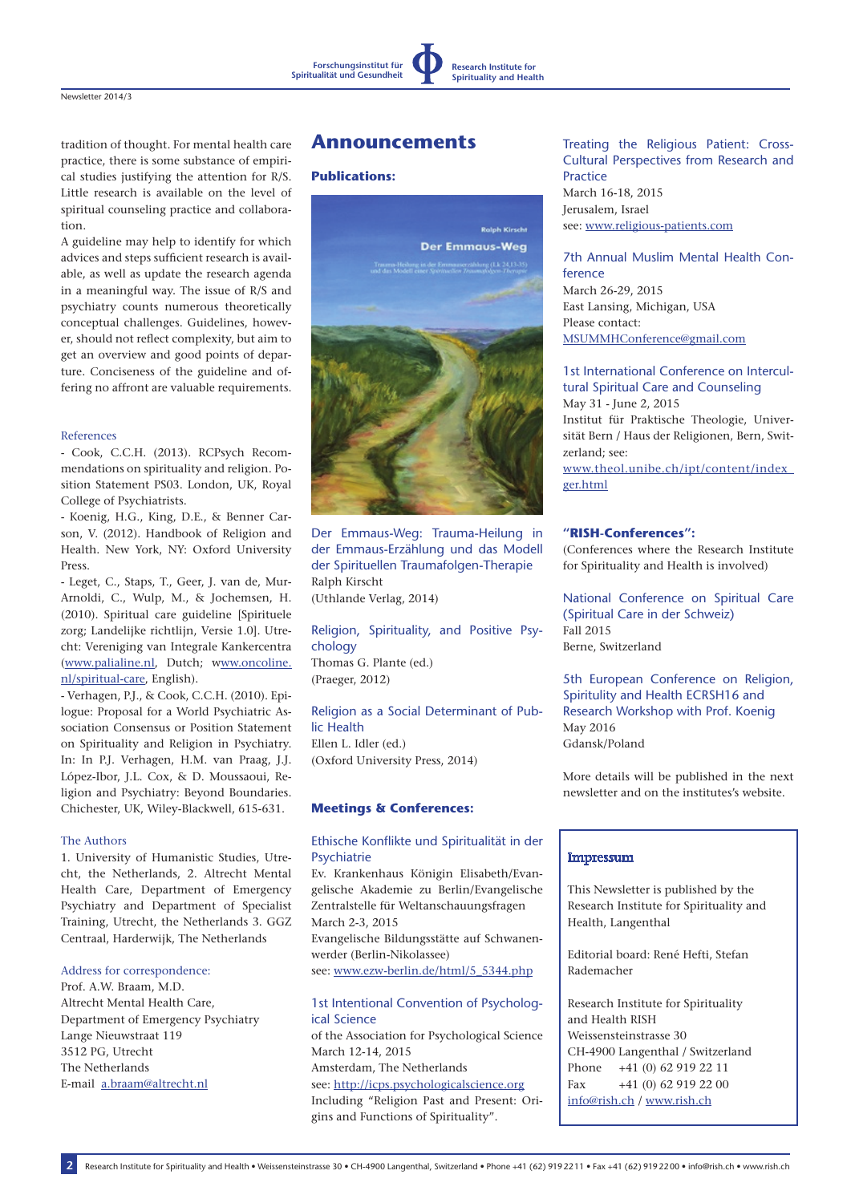tradition of thought. For mental health care practice, there is some substance of empirical studies justifying the attention for R/S. Little research is available on the level of spiritual counseling practice and collaboration.

A guideline may help to identify for which advices and steps sufficient research is available, as well as update the research agenda in a meaningful way. The issue of R/S and psychiatry counts numerous theoretically conceptual challenges. Guidelines, however, should not reflect complexity, but aim to get an overview and good points of departure. Conciseness of the guideline and offering no affront are valuable requirements.

### References

- Cook, C.C.H. (2013). RCPsych Recommendations on spirituality and religion. Position Statement PS03. London, UK, Royal College of Psychiatrists.
- Koenig, H.G., King, D.E., & Benner Carson, V. (2012). Handbook of Religion and Health. New York, NY: Oxford University Press.
- Leget, C., Staps, T., Geer, J. van de, Mur-Arnoldi, C., Wulp, M., & Jochemsen, H. (2010). Spiritual care guideline [Spirituele zorg; Landelijke richtlijn, Versie 1.0]. Utrecht: Vereniging van Integrale Kankercentra (www.palialine.nl, Dutch; www.oncoline.nl/spiritual-care, English).
- Verhagen, P.J., & Cook, C.C.H. (2010). Epilogue: Proposal for a World Psychiatric Association Consensus or Position Statement on Spirituality and Religion in Psychiatry. In: In P.J. Verhagen, H.M. van Praag, J.J. López-Ibor, J.L. Cox, & D. Moussaoui, Religion and Psychiatry: Beyond Boundaries. Chichester, UK, Wiley-Blackwell, 615-631.

### The Authors

1. University of Humanistic Studies, Utrecht, the Netherlands, 2. Altrecht Mental Health Care, Department of Emergency Psychiatry and Department of Specialist Training, Utrecht, the Netherlands 3. GGZ Centraal, Harderwijk, The Netherlands

### Address for correspondence:

Prof. A.W. Braam, M.D.
Altrecht Mental Health Care,
Department of Emergency Psychiatry
Lange Nieuwstraat 119
3512 PG, Utrecht
The Netherlands
E-mail a.braam@altrecht.nl

# Announcements

## Publications:

Ralph Kirscht
Der Emmaus-Weg
Trauma-Heilung in der Emmauserzählung (Lk 24,13-35) und das Modell einer Spirituellen Traumafolgen-Therapie

### Der Emmaus-Weg: Trauma-Heilung in der Emmaus-Erzählung und das Modell der Spirituellen Traumafolgen-Therapie

Ralph Kirscht
(Uthlande Verlag, 2014)

### Religion, Spirituality, and Positive Psychology

Thomas G. Plante (ed.)
(Praeger, 2012)

### Religion as a Social Determinant of Public Health

Ellen L. Idler (ed.)
(Oxford University Press, 2014)

## Meetings & Conferences:

### Ethische Konflikte und Spiritualität in der Psychiatrie

Ev. Krankenhaus Königin Elisabeth/Evangelische Akademie zu Berlin/Evangelische Zentralstelle für Weltanschauungsfragen
March 2-3, 2015
Evangelische Bildungsstätte auf Schwanenwerder (Berlin-Nikolassee)
see: www.ezw-berlin.de/html/5_5344.php

### 1st Intentional Convention of Psychological Science

of the Association for Psychological Science
March 12-14, 2015
Amsterdam, The Netherlands
see: http://icps.psychologicalscience.org
Including "Religion Past and Present: Origins and Functions of Spirituality".

### Treating the Religious Patient: Cross-Cultural Perspectives from Research and Practice

March 16-18, 2015
Jerusalem, Israel
see: www.religious-patients.com

### 7th Annual Muslim Mental Health Conference

March 26-29, 2015
East Lansing, Michigan, USA
Please contact:
MSUMMHConference@gmail.com

### 1st International Conference on Intercultural Spiritual Care and Counseling

May 31 - June 2, 2015
Institut für Praktische Theologie, Universität Bern / Haus der Religionen, Bern, Switzerland; see:
www.theol.unibe.ch/ipt/content/index_ger.html

## "RISH-Conferences":

(Conferences where the Research Institute for Spirituality and Health is involved)

### National Conference on Spiritual Care (Spiritual Care in der Schweiz)

Fall 2015
Berne, Switzerland

### 5th European Conference on Religion, Spirituality and Health ECRSH16 and Research Workshop with Prof. Koenig

May 2016
Gdansk/Poland

More details will be published in the next newsletter and on the institutes's website.

### Impressum

This Newsletter is published by the Research Institute for Spirituality and Health, Langenthal

Editorial board: René Hefti, Stefan Rademacher

Research Institute for Spirituality and Health RISH
Weissensteinstrasse 30
CH-4900 Langenthal / Switzerland
Phone +41 (0) 62 919 22 11
Fax +41 (0) 62 919 22 00
info@rish.ch / www.rish.ch